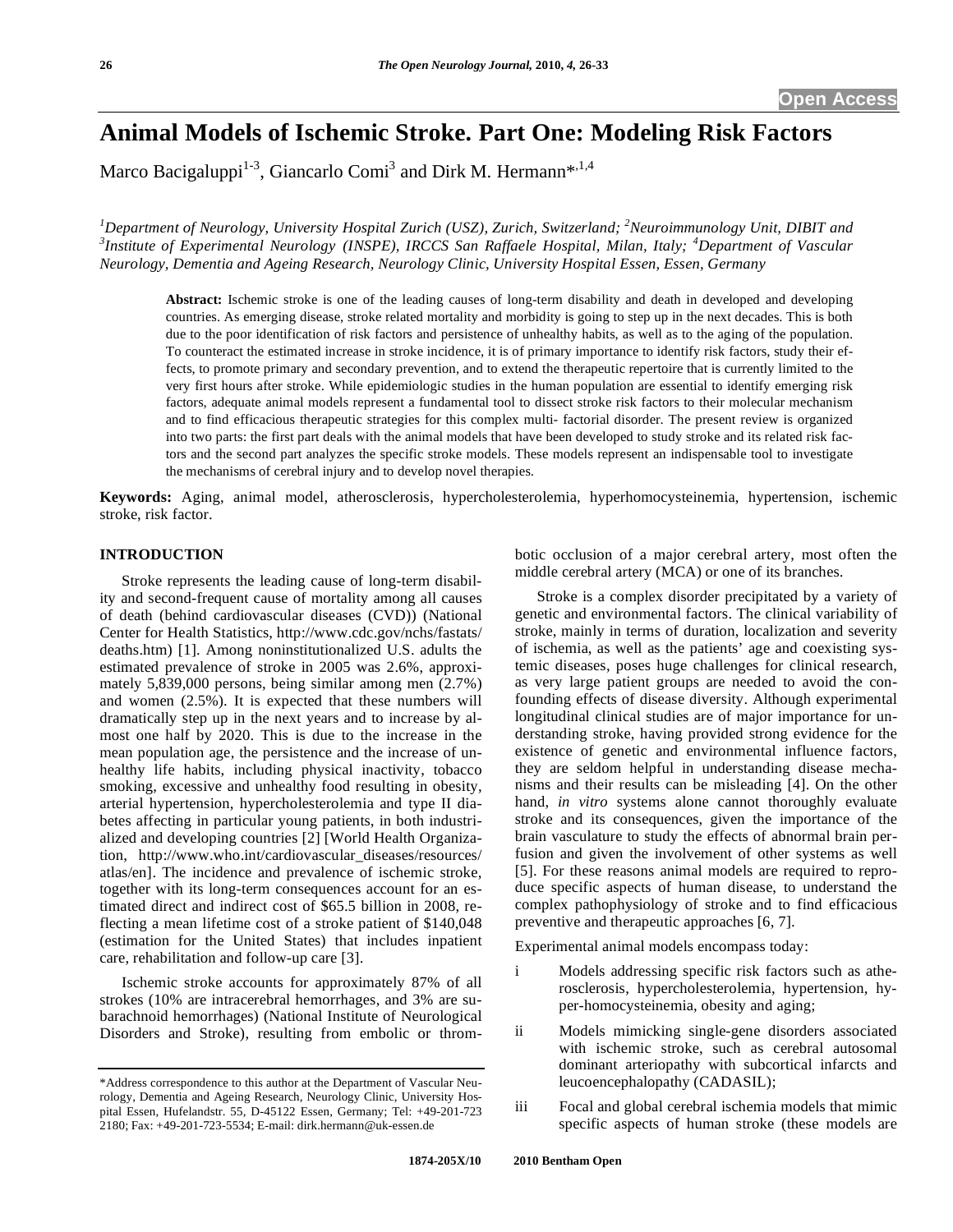# Animal Models of Ischemic Stroke. Part One: Modeling Risk Factors

Marco Bacigaluppi[1-3], Giancarlo Comi[3] and Dirk M. Hermann*[,1,4]

[1]Department of Neurology, University Hospital Zurich (USZ), Zurich, Switzerland; [2]Neuroimmunology Unit, DIBIT and [3]Institute of Experimental Neurology (INSPE), IRCCS San Raffaele Hospital, Milan, Italy; [4]Department of Vascular Neurology, Dementia and Ageing Research, Neurology Clinic, University Hospital Essen, Essen, Germany

**Abstract:** Ischemic stroke is one of the leading causes of long-term disability and death in developed and developing countries. As emerging disease, stroke related mortality and morbidity is going to step up in the next decades. This is both due to the poor identification of risk factors and persistence of unhealthy habits, as well as to the aging of the population. To counteract the estimated increase in stroke incidence, it is of primary importance to identify risk factors, study their effects, to promote primary and secondary prevention, and to extend the therapeutic repertoire that is currently limited to the very first hours after stroke. While epidemiologic studies in the human population are essential to identify emerging risk factors, adequate animal models represent a fundamental tool to dissect stroke risk factors to their molecular mechanism and to find efficacious therapeutic strategies for this complex multi- factorial disorder. The present review is organized into two parts: the first part deals with the animal models that have been developed to study stroke and its related risk factors and the second part analyzes the specific stroke models. These models represent an indispensable tool to investigate the mechanisms of cerebral injury and to develop novel therapies.

**Keywords:** Aging, animal model, atherosclerosis, hypercholesterolemia, hyperhomocysteinemia, hypertension, ischemic stroke, risk factor.

## INTRODUCTION

Stroke represents the leading cause of long-term disability and second-frequent cause of mortality among all causes of death (behind cardiovascular diseases (CVD)) (National Center for Health Statistics, http://www.cdc.gov/nchs/fastats/deaths.htm) [1]. Among noninstitutionalized U.S. adults the estimated prevalence of stroke in 2005 was 2.6%, approximately 5,839,000 persons, being similar among men (2.7%) and women (2.5%). It is expected that these numbers will dramatically step up in the next years and to increase by almost one half by 2020. This is due to the increase in the mean population age, the persistence and the increase of unhealthy life habits, including physical inactivity, tobacco smoking, excessive and unhealthy food resulting in obesity, arterial hypertension, hypercholesterolemia and type II diabetes affecting in particular young patients, in both industrialized and developing countries [2] [World Health Organization, http://www.who.int/cardiovascular_diseases/resources/atlas/en]. The incidence and prevalence of ischemic stroke, together with its long-term consequences account for an estimated direct and indirect cost of $65.5 billion in 2008, reflecting a mean lifetime cost of a stroke patient of $140,048 (estimation for the United States) that includes inpatient care, rehabilitation and follow-up care [3].

Ischemic stroke accounts for approximately 87% of all strokes (10% are intracerebral hemorrhages, and 3% are subarachnoid hemorrhages) (National Institute of Neurological Disorders and Stroke), resulting from embolic or thrombotic occlusion of a major cerebral artery, most often the middle cerebral artery (MCA) or one of its branches.

Stroke is a complex disorder precipitated by a variety of genetic and environmental factors. The clinical variability of stroke, mainly in terms of duration, localization and severity of ischemia, as well as the patients' age and coexisting systemic diseases, poses huge challenges for clinical research, as very large patient groups are needed to avoid the confounding effects of disease diversity. Although experimental longitudinal clinical studies are of major importance for understanding stroke, having provided strong evidence for the existence of genetic and environmental influence factors, they are seldom helpful in understanding disease mechanisms and their results can be misleading [4]. On the other hand, *in vitro* systems alone cannot thoroughly evaluate stroke and its consequences, given the importance of the brain vasculature to study the effects of abnormal brain perfusion and given the involvement of other systems as well [5]. For these reasons animal models are required to reproduce specific aspects of human disease, to understand the complex pathophysiology of stroke and to find efficacious preventive and therapeutic approaches [6, 7].

Experimental animal models encompass today:

i. Models addressing specific risk factors such as atherosclerosis, hypercholesterolemia, hypertension, hyper-homocysteinemia, obesity and aging;

ii. Models mimicking single-gene disorders associated with ischemic stroke, such as cerebral autosomal dominant arteriopathy with subcortical infarcts and leucoencephalopathy (CADASIL);

iii. Focal and global cerebral ischemia models that mimic specific aspects of human stroke (these models are

*Address correspondence to this author at the Department of Vascular Neurology, Dementia and Ageing Research, Neurology Clinic, University Hospital Essen, Hufelandstr. 55, D-45122 Essen, Germany; Tel: +49-201-723 2180; Fax: +49-201-723-5534; E-mail: dirk.hermann@uk-essen.de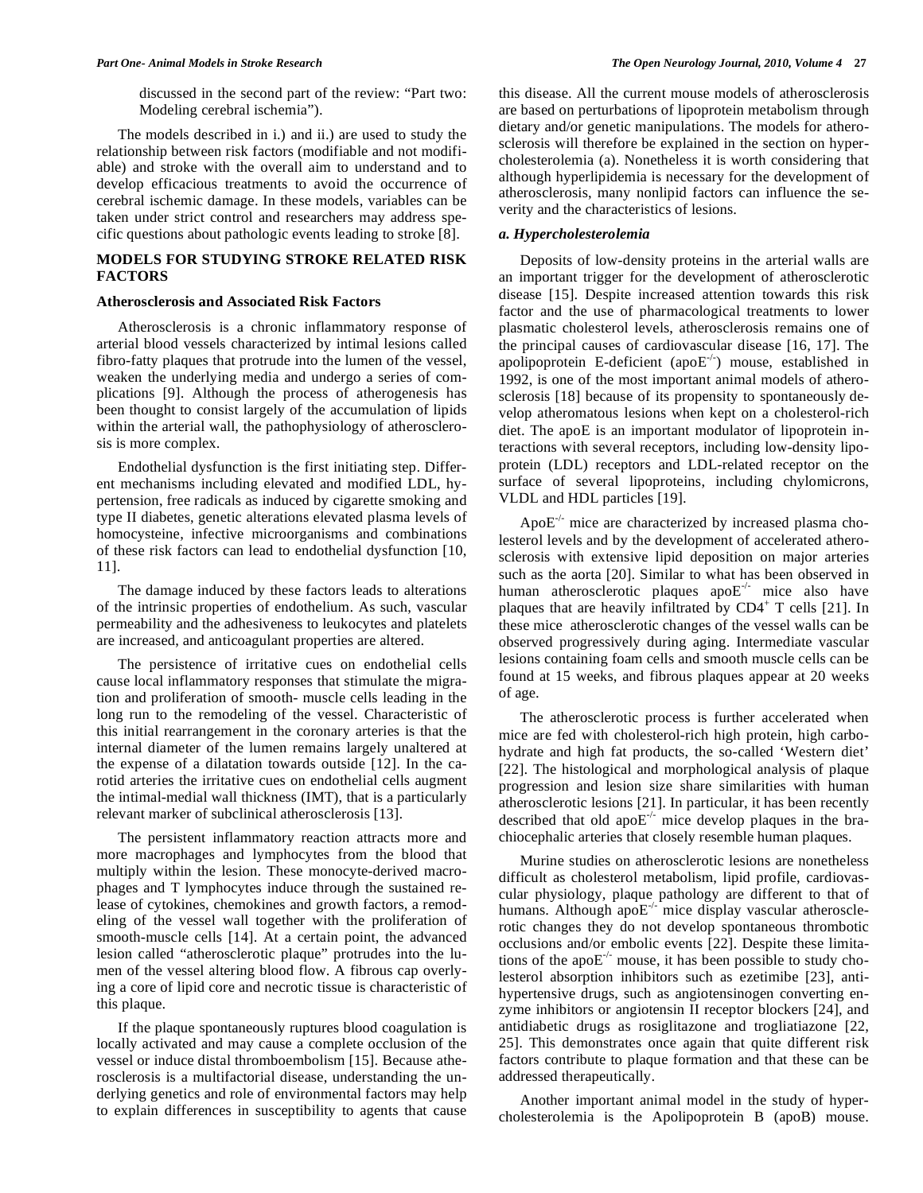discussed in the second part of the review: "Part two: Modeling cerebral ischemia").

The models described in i.) and ii.) are used to study the relationship between risk factors (modifiable and not modifiable) and stroke with the overall aim to understand and to develop efficacious treatments to avoid the occurrence of cerebral ischemic damage. In these models, variables can be taken under strict control and researchers may address specific questions about pathologic events leading to stroke [8].

## MODELS FOR STUDYING STROKE RELATED RISK FACTORS

### Atherosclerosis and Associated Risk Factors

Atherosclerosis is a chronic inflammatory response of arterial blood vessels characterized by intimal lesions called fibro-fatty plaques that protrude into the lumen of the vessel, weaken the underlying media and undergo a series of complications [9]. Although the process of atherogenesis has been thought to consist largely of the accumulation of lipids within the arterial wall, the pathophysiology of atherosclerosis is more complex.

Endothelial dysfunction is the first initiating step. Different mechanisms including elevated and modified LDL, hypertension, free radicals as induced by cigarette smoking and type II diabetes, genetic alterations elevated plasma levels of homocysteine, infective microorganisms and combinations of these risk factors can lead to endothelial dysfunction [10, 11].

The damage induced by these factors leads to alterations of the intrinsic properties of endothelium. As such, vascular permeability and the adhesiveness to leukocytes and platelets are increased, and anticoagulant properties are altered.

The persistence of irritative cues on endothelial cells cause local inflammatory responses that stimulate the migration and proliferation of smooth- muscle cells leading in the long run to the remodeling of the vessel. Characteristic of this initial rearrangement in the coronary arteries is that the internal diameter of the lumen remains largely unaltered at the expense of a dilatation towards outside [12]. In the carotid arteries the irritative cues on endothelial cells augment the intimal-medial wall thickness (IMT), that is a particularly relevant marker of subclinical atherosclerosis [13].

The persistent inflammatory reaction attracts more and more macrophages and lymphocytes from the blood that multiply within the lesion. These monocyte-derived macrophages and T lymphocytes induce through the sustained release of cytokines, chemokines and growth factors, a remodeling of the vessel wall together with the proliferation of smooth-muscle cells [14]. At a certain point, the advanced lesion called "atherosclerotic plaque" protrudes into the lumen of the vessel altering blood flow. A fibrous cap overlying a core of lipid core and necrotic tissue is characteristic of this plaque.

If the plaque spontaneously ruptures blood coagulation is locally activated and may cause a complete occlusion of the vessel or induce distal thromboembolism [15]. Because atherosclerosis is a multifactorial disease, understanding the underlying genetics and role of environmental factors may help to explain differences in susceptibility to agents that cause this disease. All the current mouse models of atherosclerosis are based on perturbations of lipoprotein metabolism through dietary and/or genetic manipulations. The models for atherosclerosis will therefore be explained in the section on hypercholesterolemia (a). Nonetheless it is worth considering that although hyperlipidemia is necessary for the development of atherosclerosis, many nonlipid factors can influence the severity and the characteristics of lesions.

### *a. Hypercholesterolemia*

Deposits of low-density proteins in the arterial walls are an important trigger for the development of atherosclerotic disease [15]. Despite increased attention towards this risk factor and the use of pharmacological treatments to lower plasmatic cholesterol levels, atherosclerosis remains one of the principal causes of cardiovascular disease [16, 17]. The apolipoprotein E-deficient (apo$E^{-/-}$) mouse, established in 1992, is one of the most important animal models of atherosclerosis [18] because of its propensity to spontaneously develop atheromatous lesions when kept on a cholesterol-rich diet. The apoE is an important modulator of lipoprotein interactions with several receptors, including low-density lipoprotein (LDL) receptors and LDL-related receptor on the surface of several lipoproteins, including chylomicrons, VLDL and HDL particles [19].

Apo$E^{-/-}$ mice are characterized by increased plasma cholesterol levels and by the development of accelerated atherosclerosis with extensive lipid deposition on major arteries such as the aorta [20]. Similar to what has been observed in human atherosclerotic plaques apo$E^{-/-}$ mice also have plaques that are heavily infiltrated by $CD4^{+}$ T cells [21]. In these mice atherosclerotic changes of the vessel walls can be observed progressively during aging. Intermediate vascular lesions containing foam cells and smooth muscle cells can be found at 15 weeks, and fibrous plaques appear at 20 weeks of age.

The atherosclerotic process is further accelerated when mice are fed with cholesterol-rich high protein, high carbohydrate and high fat products, the so-called 'Western diet' [22]. The histological and morphological analysis of plaque progression and lesion size share similarities with human atherosclerotic lesions [21]. In particular, it has been recently described that old apo$E^{-/-}$ mice develop plaques in the brachiocephalic arteries that closely resemble human plaques.

Murine studies on atherosclerotic lesions are nonetheless difficult as cholesterol metabolism, lipid profile, cardiovascular physiology, plaque pathology are different to that of humans. Although apo$E^{-/-}$ mice display vascular atherosclerotic changes they do not develop spontaneous thrombotic occlusions and/or embolic events [22]. Despite these limitations of the apo$E^{-/-}$ mouse, it has been possible to study cholesterol absorption inhibitors such as ezetimibe [23], antihypertensive drugs, such as angiotensinogen converting enzyme inhibitors or angiotensin II receptor blockers [24], and antidiabetic drugs as rosiglitazone and trogliatiazone [22, 25]. This demonstrates once again that quite different risk factors contribute to plaque formation and that these can be addressed therapeutically.

Another important animal model in the study of hypercholesterolemia is the Apolipoprotein B (apoB) mouse.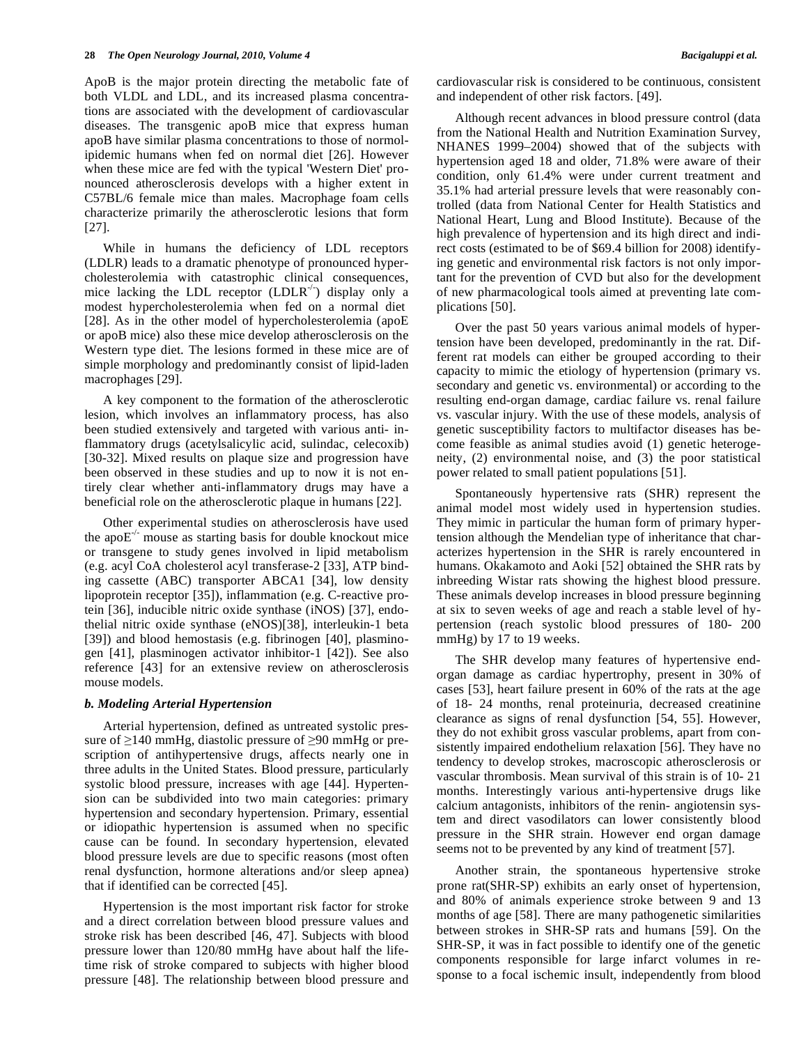ApoB is the major protein directing the metabolic fate of both VLDL and LDL, and its increased plasma concentrations are associated with the development of cardiovascular diseases. The transgenic apoB mice that express human apoB have similar plasma concentrations to those of normolipidemic humans when fed on normal diet [26]. However when these mice are fed with the typical 'Western Diet' pronounced atherosclerosis develops with a higher extent in C57BL/6 female mice than males. Macrophage foam cells characterize primarily the atherosclerotic lesions that form [27].

While in humans the deficiency of LDL receptors (LDLR) leads to a dramatic phenotype of pronounced hypercholesterolemia with catastrophic clinical consequences, mice lacking the LDL receptor ($LDLR^{-/-}$) display only a modest hypercholesterolemia when fed on a normal diet [28]. As in the other model of hypercholesterolemia (apoE or apoB mice) also these mice develop atherosclerosis on the Western type diet. The lesions formed in these mice are of simple morphology and predominantly consist of lipid-laden macrophages [29].

A key component to the formation of the atherosclerotic lesion, which involves an inflammatory process, has also been studied extensively and targeted with various anti- inflammatory drugs (acetylsalicylic acid, sulindac, celecoxib) [30-32]. Mixed results on plaque size and progression have been observed in these studies and up to now it is not entirely clear whether anti-inflammatory drugs may have a beneficial role on the atherosclerotic plaque in humans [22].

Other experimental studies on atherosclerosis have used the $apoE^{-/-}$ mouse as starting basis for double knockout mice or transgene to study genes involved in lipid metabolism (e.g. acyl CoA cholesterol acyl transferase-2 [33], ATP binding cassette (ABC) transporter ABCA1 [34], low density lipoprotein receptor [35]), inflammation (e.g. C-reactive protein [36], inducible nitric oxide synthase (iNOS) [37], endothelial nitric oxide synthase (eNOS)[38], interleukin-1 beta [39]) and blood hemostasis (e.g. fibrinogen [40], plasminogen [41], plasminogen activator inhibitor-1 [42]). See also reference [43] for an extensive review on atherosclerosis mouse models.

### *b. Modeling Arterial Hypertension*

Arterial hypertension, defined as untreated systolic pressure of ≥140 mmHg, diastolic pressure of ≥90 mmHg or prescription of antihypertensive drugs, affects nearly one in three adults in the United States. Blood pressure, particularly systolic blood pressure, increases with age [44]. Hypertension can be subdivided into two main categories: primary hypertension and secondary hypertension. Primary, essential or idiopathic hypertension is assumed when no specific cause can be found. In secondary hypertension, elevated blood pressure levels are due to specific reasons (most often renal dysfunction, hormone alterations and/or sleep apnea) that if identified can be corrected [45].

Hypertension is the most important risk factor for stroke and a direct correlation between blood pressure values and stroke risk has been described [46, 47]. Subjects with blood pressure lower than 120/80 mmHg have about half the lifetime risk of stroke compared to subjects with higher blood pressure [48]. The relationship between blood pressure and cardiovascular risk is considered to be continuous, consistent and independent of other risk factors. [49].

Although recent advances in blood pressure control (data from the National Health and Nutrition Examination Survey, NHANES 1999–2004) showed that of the subjects with hypertension aged 18 and older, 71.8% were aware of their condition, only 61.4% were under current treatment and 35.1% had arterial pressure levels that were reasonably controlled (data from National Center for Health Statistics and National Heart, Lung and Blood Institute). Because of the high prevalence of hypertension and its high direct and indirect costs (estimated to be of $69.4 billion for 2008) identifying genetic and environmental risk factors is not only important for the prevention of CVD but also for the development of new pharmacological tools aimed at preventing late complications [50].

Over the past 50 years various animal models of hypertension have been developed, predominantly in the rat. Different rat models can either be grouped according to their capacity to mimic the etiology of hypertension (primary vs. secondary and genetic vs. environmental) or according to the resulting end-organ damage, cardiac failure vs. renal failure vs. vascular injury. With the use of these models, analysis of genetic susceptibility factors to multifactor diseases has become feasible as animal studies avoid (1) genetic heterogeneity, (2) environmental noise, and (3) the poor statistical power related to small patient populations [51].

Spontaneously hypertensive rats (SHR) represent the animal model most widely used in hypertension studies. They mimic in particular the human form of primary hypertension although the Mendelian type of inheritance that characterizes hypertension in the SHR is rarely encountered in humans. Okakamoto and Aoki [52] obtained the SHR rats by inbreeding Wistar rats showing the highest blood pressure. These animals develop increases in blood pressure beginning at six to seven weeks of age and reach a stable level of hypertension (reach systolic blood pressures of 180- 200 mmHg) by 17 to 19 weeks.

The SHR develop many features of hypertensive end-organ damage as cardiac hypertrophy, present in 30% of cases [53], heart failure present in 60% of the rats at the age of 18- 24 months, renal proteinuria, decreased creatinine clearance as signs of renal dysfunction [54, 55]. However, they do not exhibit gross vascular problems, apart from consistently impaired endothelium relaxation [56]. They have no tendency to develop strokes, macroscopic atherosclerosis or vascular thrombosis. Mean survival of this strain is of 10- 21 months. Interestingly various anti-hypertensive drugs like calcium antagonists, inhibitors of the renin- angiotensin system and direct vasodilators can lower consistently blood pressure in the SHR strain. However end organ damage seems not to be prevented by any kind of treatment [57].

Another strain, the spontaneous hypertensive stroke prone rat(SHR-SP) exhibits an early onset of hypertension, and 80% of animals experience stroke between 9 and 13 months of age [58]. There are many pathogenetic similarities between strokes in SHR-SP rats and humans [59]. On the SHR-SP, it was in fact possible to identify one of the genetic components responsible for large infarct volumes in response to a focal ischemic insult, independently from blood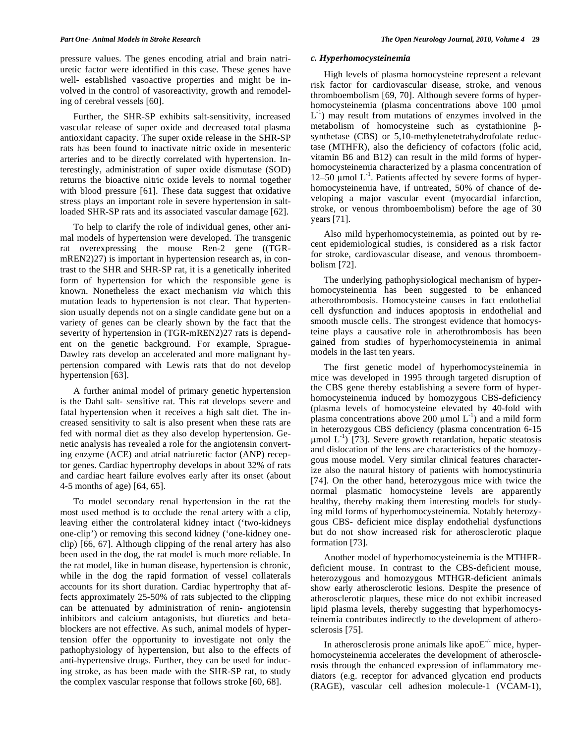pressure values. The genes encoding atrial and brain natriuretic factor were identified in this case. These genes have well- established vasoactive properties and might be involved in the control of vasoreactivity, growth and remodeling of cerebral vessels [60].

Further, the SHR-SP exhibits salt-sensitivity, increased vascular release of super oxide and decreased total plasma antioxidant capacity. The super oxide release in the SHR-SP rats has been found to inactivate nitric oxide in mesenteric arteries and to be directly correlated with hypertension. Interestingly, administration of super oxide dismutase (SOD) returns the bioactive nitric oxide levels to normal together with blood pressure [61]. These data suggest that oxidative stress plays an important role in severe hypertension in salt-loaded SHR-SP rats and its associated vascular damage [62].

To help to clarify the role of individual genes, other animal models of hypertension were developed. The transgenic rat overexpressing the mouse Ren-2 gene ((TGR-mREN2)27) is important in hypertension research as, in contrast to the SHR and SHR-SP rat, it is a genetically inherited form of hypertension for which the responsible gene is known. Nonetheless the exact mechanism *via* which this mutation leads to hypertension is not clear. That hypertension usually depends not on a single candidate gene but on a variety of genes can be clearly shown by the fact that the severity of hypertension in (TGR-mREN2)27 rats is dependent on the genetic background. For example, Sprague-Dawley rats develop an accelerated and more malignant hypertension compared with Lewis rats that do not develop hypertension [63].

A further animal model of primary genetic hypertension is the Dahl salt- sensitive rat. This rat develops severe and fatal hypertension when it receives a high salt diet. The increased sensitivity to salt is also present when these rats are fed with normal diet as they also develop hypertension. Genetic analysis has revealed a role for the angiotensin converting enzyme (ACE) and atrial natriuretic factor (ANP) receptor genes. Cardiac hypertrophy develops in about 32% of rats and cardiac heart failure evolves early after its onset (about 4-5 months of age) [64, 65].

To model secondary renal hypertension in the rat the most used method is to occlude the renal artery with a clip, leaving either the controlateral kidney intact ('two-kidneys one-clip') or removing this second kidney ('one-kidney one-clip) [66, 67]. Although clipping of the renal artery has also been used in the dog, the rat model is much more reliable. In the rat model, like in human disease, hypertension is chronic, while in the dog the rapid formation of vessel collaterals accounts for its short duration. Cardiac hypertrophy that affects approximately 25-50% of rats subjected to the clipping can be attenuated by administration of renin- angiotensin inhibitors and calcium antagonists, but diuretics and beta-blockers are not effective. As such, animal models of hypertension offer the opportunity to investigate not only the pathophysiology of hypertension, but also to the effects of anti-hypertensive drugs. Further, they can be used for inducing stroke, as has been made with the SHR-SP rat, to study the complex vascular response that follows stroke [60, 68].

### *c. Hyperhomocysteinemia*

High levels of plasma homocysteine represent a relevant risk factor for cardiovascular disease, stroke, and venous thromboembolism [69, 70]. Although severe forms of hyperhomocysteinemia (plasma concentrations above 100 μmol $L^{-1}$) may result from mutations of enzymes involved in the metabolism of homocysteine such as cystathionine β-synthetase (CBS) or 5,10-methylenetetrahydrofolate reductase (MTHFR), also the deficiency of cofactors (folic acid, vitamin B6 and B12) can result in the mild forms of hyperhomocysteinemia characterized by a plasma concentration of 12–50 μmol $L^{-1}$. Patients affected by severe forms of hyperhomocysteinemia have, if untreated, 50% of chance of developing a major vascular event (myocardial infarction, stroke, or venous thromboembolism) before the age of 30 years [71].

Also mild hyperhomocysteinemia, as pointed out by recent epidemiological studies, is considered as a risk factor for stroke, cardiovascular disease, and venous thromboembolism [72].

The underlying pathophysiological mechanism of hyperhomocysteinemia has been suggested to be enhanced atherothrombosis. Homocysteine causes in fact endothelial cell dysfunction and induces apoptosis in endothelial and smooth muscle cells. The strongest evidence that homocysteine plays a causative role in atherothrombosis has been gained from studies of hyperhomocysteinemia in animal models in the last ten years.

The first genetic model of hyperhomocysteinemia in mice was developed in 1995 through targeted disruption of the CBS gene thereby establishing a severe form of hyperhomocysteinemia induced by homozygous CBS-deficiency (plasma levels of homocysteine elevated by 40-fold with plasma concentrations above 200 μmol $L^{-1}$) and a mild form in heterozygous CBS deficiency (plasma concentration 6-15 μmol $L^{-1}$) [73]. Severe growth retardation, hepatic steatosis and dislocation of the lens are characteristics of the homozygous mouse model. Very similar clinical features characterize also the natural history of patients with homocystinuria [74]. On the other hand, heterozygous mice with twice the normal plasmatic homocysteine levels are apparently healthy, thereby making them interesting models for studying mild forms of hyperhomocysteinemia. Notably heterozygous CBS- deficient mice display endothelial dysfunctions but do not show increased risk for atherosclerotic plaque formation [73].

Another model of hyperhomocysteinemia is the MTHFR-deficient mouse. In contrast to the CBS-deficient mouse, heterozygous and homozygous MTHGR-deficient animals show early atherosclerotic lesions. Despite the presence of atherosclerotic plaques, these mice do not exhibit increased lipid plasma levels, thereby suggesting that hyperhomocysteinemia contributes indirectly to the development of atherosclerosis [75].

In atherosclerosis prone animals like apo$E^{-/-}$ mice, hyperhomocysteinemia accelerates the development of atherosclerosis through the enhanced expression of inflammatory mediators (e.g. receptor for advanced glycation end products (RAGE), vascular cell adhesion molecule-1 (VCAM-1),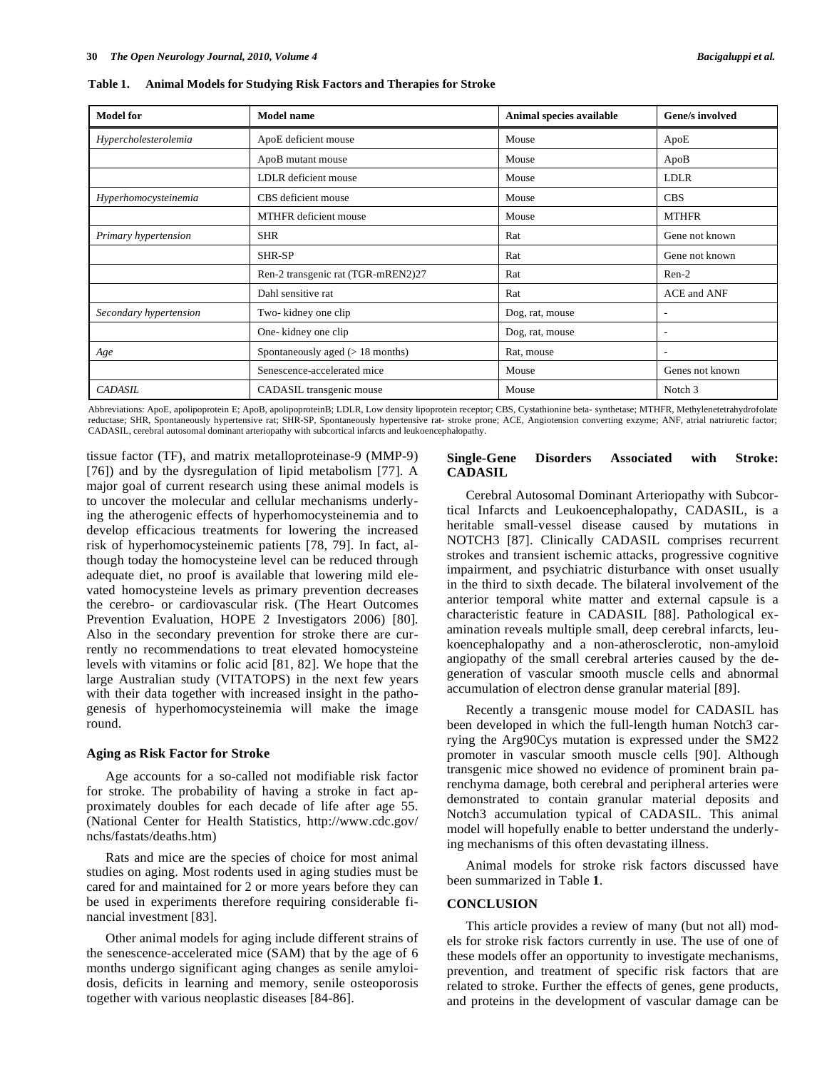**Table 1. Animal Models for Studying Risk Factors and Therapies for Stroke**

| Model for | Model name | Animal species available | Gene/s involved |
|---|---|---|---|
| *Hypercholesterolemia* | ApoE deficient mouse | Mouse | ApoE |
| | ApoB mutant mouse | Mouse | ApoB |
| | LDLR deficient mouse | Mouse | LDLR |
| *Hyperhomocysteinemia* | CBS deficient mouse | Mouse | CBS |
| | MTHFR deficient mouse | Mouse | MTHFR |
| *Primary hypertension* | SHR | Rat | Gene not known |
| | SHR-SP | Rat | Gene not known |
| | Ren-2 transgenic rat (TGR-mREN2)27 | Rat | Ren-2 |
| | Dahl sensitive rat | Rat | ACE and ANF |
| *Secondary hypertension* | Two- kidney one clip | Dog, rat, mouse | - |
| | One- kidney one clip | Dog, rat, mouse | - |
| *Age* | Spontaneously aged (> 18 months) | Rat, mouse | - |
| | Senescence-accelerated mice | Mouse | Genes not known |
| *CADASIL* | CADASIL transgenic mouse | Mouse | Notch 3 |

Abbreviations: ApoE, apolipoprotein E; ApoB, apolipoproteinB; LDLR, Low density lipoprotein receptor; CBS, Cystathionine beta- synthetase; MTHFR, Methylenetetrahydrofolate reductase; SHR, Spontaneously hypertensive rat; SHR-SP, Spontaneously hypertensive rat- stroke prone; ACE, Angiotension converting exzyme; ANF, atrial natriuretic factor; CADASIL, cerebral autosomal dominant arteriopathy with subcortical infarcts and leukoencephalopathy.

tissue factor (TF), and matrix metalloproteinase-9 (MMP-9) [76]) and by the dysregulation of lipid metabolism [77]. A major goal of current research using these animal models is to uncover the molecular and cellular mechanisms underlying the atherogenic effects of hyperhomocysteinemia and to develop efficacious treatments for lowering the increased risk of hyperhomocysteinemic patients [78, 79]. In fact, although today the homocysteine level can be reduced through adequate diet, no proof is available that lowering mild elevated homocysteine levels as primary prevention decreases the cerebro- or cardiovascular risk. (The Heart Outcomes Prevention Evaluation, HOPE 2 Investigators 2006) [80]. Also in the secondary prevention for stroke there are currently no recommendations to treat elevated homocysteine levels with vitamins or folic acid [81, 82]. We hope that the large Australian study (VITATOPS) in the next few years with their data together with increased insight in the pathogenesis of hyperhomocysteinemia will make the image round.

### Aging as Risk Factor for Stroke

Age accounts for a so-called not modifiable risk factor for stroke. The probability of having a stroke in fact approximately doubles for each decade of life after age 55. (National Center for Health Statistics, http://www.cdc.gov/nchs/fastats/deaths.htm)

Rats and mice are the species of choice for most animal studies on aging. Most rodents used in aging studies must be cared for and maintained for 2 or more years before they can be used in experiments therefore requiring considerable financial investment [83].

Other animal models for aging include different strains of the senescence-accelerated mice (SAM) that by the age of 6 months undergo significant aging changes as senile amyloidosis, deficits in learning and memory, senile osteoporosis together with various neoplastic diseases [84-86].

### Single-Gene Disorders Associated with Stroke: CADASIL

Cerebral Autosomal Dominant Arteriopathy with Subcortical Infarcts and Leukoencephalopathy, CADASIL, is a heritable small-vessel disease caused by mutations in NOTCH3 [87]. Clinically CADASIL comprises recurrent strokes and transient ischemic attacks, progressive cognitive impairment, and psychiatric disturbance with onset usually in the third to sixth decade. The bilateral involvement of the anterior temporal white matter and external capsule is a characteristic feature in CADASIL [88]. Pathological examination reveals multiple small, deep cerebral infarcts, leukoencephalopathy and a non-atherosclerotic, non-amyloid angiopathy of the small cerebral arteries caused by the degeneration of vascular smooth muscle cells and abnormal accumulation of electron dense granular material [89].

Recently a transgenic mouse model for CADASIL has been developed in which the full-length human Notch3 carrying the Arg90Cys mutation is expressed under the SM22 promoter in vascular smooth muscle cells [90]. Although transgenic mice showed no evidence of prominent brain parenchyma damage, both cerebral and peripheral arteries were demonstrated to contain granular material deposits and Notch3 accumulation typical of CADASIL. This animal model will hopefully enable to better understand the underlying mechanisms of this often devastating illness.

Animal models for stroke risk factors discussed have been summarized in Table **1**.

## CONCLUSION

This article provides a review of many (but not all) models for stroke risk factors currently in use. The use of one of these models offer an opportunity to investigate mechanisms, prevention, and treatment of specific risk factors that are related to stroke. Further the effects of genes, gene products, and proteins in the development of vascular damage can be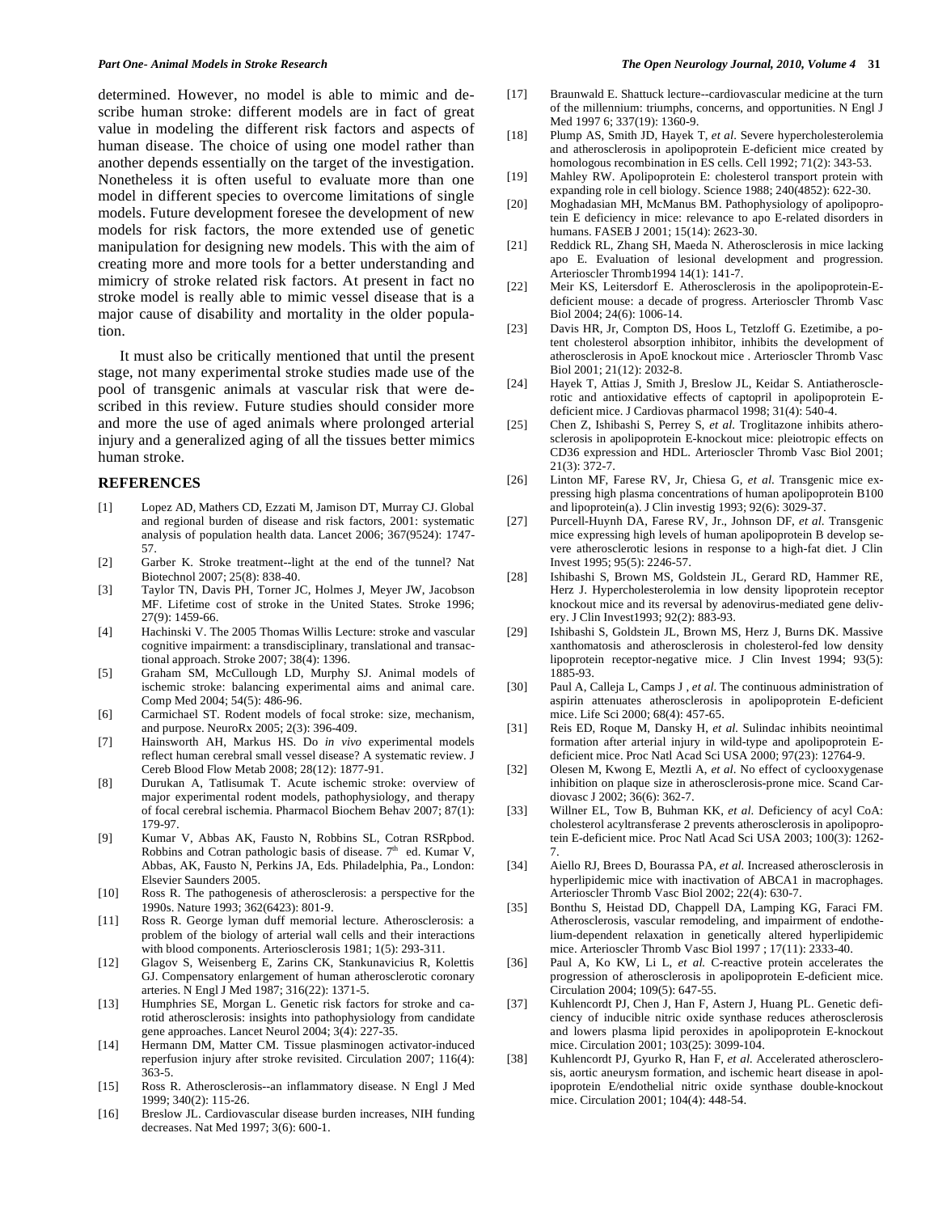determined. However, no model is able to mimic and describe human stroke: different models are in fact of great value in modeling the different risk factors and aspects of human disease. The choice of using one model rather than another depends essentially on the target of the investigation. Nonetheless it is often useful to evaluate more than one model in different species to overcome limitations of single models. Future development foresee the development of new models for risk factors, the more extended use of genetic manipulation for designing new models. This with the aim of creating more and more tools for a better understanding and mimicry of stroke related risk factors. At present in fact no stroke model is really able to mimic vessel disease that is a major cause of disability and mortality in the older population.

It must also be critically mentioned that until the present stage, not many experimental stroke studies made use of the pool of transgenic animals at vascular risk that were described in this review. Future studies should consider more and more the use of aged animals where prolonged arterial injury and a generalized aging of all the tissues better mimics human stroke.

## REFERENCES

[1] Lopez AD, Mathers CD, Ezzati M, Jamison DT, Murray CJ. Global and regional burden of disease and risk factors, 2001: systematic analysis of population health data. Lancet 2006; 367(9524): 1747-57.

[2] Garber K. Stroke treatment--light at the end of the tunnel? Nat Biotechnol 2007; 25(8): 838-40.

[3] Taylor TN, Davis PH, Torner JC, Holmes J, Meyer JW, Jacobson MF. Lifetime cost of stroke in the United States. Stroke 1996; 27(9): 1459-66.

[4] Hachinski V. The 2005 Thomas Willis Lecture: stroke and vascular cognitive impairment: a transdisciplinary, translational and transactional approach. Stroke 2007; 38(4): 1396.

[5] Graham SM, McCullough LD, Murphy SJ. Animal models of ischemic stroke: balancing experimental aims and animal care. Comp Med 2004; 54(5): 486-96.

[6] Carmichael ST. Rodent models of focal stroke: size, mechanism, and purpose. NeuroRx 2005; 2(3): 396-409.

[7] Hainsworth AH, Markus HS. Do *in vivo* experimental models reflect human cerebral small vessel disease? A systematic review. J Cereb Blood Flow Metab 2008; 28(12): 1877-91.

[8] Durukan A, Tatlisumak T. Acute ischemic stroke: overview of major experimental rodent models, pathophysiology, and therapy of focal cerebral ischemia. Pharmacol Biochem Behav 2007; 87(1): 179-97.

[9] Kumar V, Abbas AK, Fausto N, Robbins SL, Cotran RSRpbod. Robbins and Cotran pathologic basis of disease. 7th ed. Kumar V, Abbas, AK, Fausto N, Perkins JA, Eds. Philadelphia, Pa., London: Elsevier Saunders 2005.

[10] Ross R. The pathogenesis of atherosclerosis: a perspective for the 1990s. Nature 1993; 362(6423): 801-9.

[11] Ross R. George lyman duff memorial lecture. Atherosclerosis: a problem of the biology of arterial wall cells and their interactions with blood components. Arteriosclerosis 1981; 1(5): 293-311.

[12] Glagov S, Weisenberg E, Zarins CK, Stankunavicius R, Kolettis GJ. Compensatory enlargement of human atherosclerotic coronary arteries. N Engl J Med 1987; 316(22): 1371-5.

[13] Humphries SE, Morgan L. Genetic risk factors for stroke and carotid atherosclerosis: insights into pathophysiology from candidate gene approaches. Lancet Neurol 2004; 3(4): 227-35.

[14] Hermann DM, Matter CM. Tissue plasminogen activator-induced reperfusion injury after stroke revisited. Circulation 2007; 116(4): 363-5.

[15] Ross R. Atherosclerosis--an inflammatory disease. N Engl J Med 1999; 340(2): 115-26.

[16] Breslow JL. Cardiovascular disease burden increases, NIH funding decreases. Nat Med 1997; 3(6): 600-1.

[17] Braunwald E. Shattuck lecture--cardiovascular medicine at the turn of the millennium: triumphs, concerns, and opportunities. N Engl J Med 1997 6; 337(19): 1360-9.

[18] Plump AS, Smith JD, Hayek T, *et al*. Severe hypercholesterolemia and atherosclerosis in apolipoprotein E-deficient mice created by homologous recombination in ES cells. Cell 1992; 71(2): 343-53.

[19] Mahley RW. Apolipoprotein E: cholesterol transport protein with expanding role in cell biology. Science 1988; 240(4852): 622-30.

[20] Moghadasian MH, McManus BM. Pathophysiology of apolipoprotein E deficiency in mice: relevance to apo E-related disorders in humans. FASEB J 2001; 15(14): 2623-30.

[21] Reddick RL, Zhang SH, Maeda N. Atherosclerosis in mice lacking apo E. Evaluation of lesional development and progression. Arterioscler Thromb1994 14(1): 141-7.

[22] Meir KS, Leitersdorf E. Atherosclerosis in the apolipoprotein-E-deficient mouse: a decade of progress. Arterioscler Thromb Vasc Biol 2004; 24(6): 1006-14.

[23] Davis HR, Jr, Compton DS, Hoos L, Tetzloff G. Ezetimibe, a potent cholesterol absorption inhibitor, inhibits the development of atherosclerosis in ApoE knockout mice . Arterioscler Thromb Vasc Biol 2001; 21(12): 2032-8.

[24] Hayek T, Attias J, Smith J, Breslow JL, Keidar S. Antiatherosclerotic and antioxidative effects of captopril in apolipoprotein E-deficient mice. J Cardiovas pharmacol 1998; 31(4): 540-4.

[25] Chen Z, Ishibashi S, Perrey S, *et al*. Troglitazone inhibits atherosclerosis in apolipoprotein E-knockout mice: pleiotropic effects on CD36 expression and HDL. Arterioscler Thromb Vasc Biol 2001; 21(3): 372-7.

[26] Linton MF, Farese RV, Jr, Chiesa G, *et al*. Transgenic mice expressing high plasma concentrations of human apolipoprotein B100 and lipoprotein(a). J Clin investig 1993; 92(6): 3029-37.

[27] Purcell-Huynh DA, Farese RV, Jr., Johnson DF, *et al*. Transgenic mice expressing high levels of human apolipoprotein B develop severe atherosclerotic lesions in response to a high-fat diet. J Clin Invest 1995; 95(5): 2246-57.

[28] Ishibashi S, Brown MS, Goldstein JL, Gerard RD, Hammer RE, Herz J. Hypercholesterolemia in low density lipoprotein receptor knockout mice and its reversal by adenovirus-mediated gene delivery. J Clin Invest1993; 92(2): 883-93.

[29] Ishibashi S, Goldstein JL, Brown MS, Herz J, Burns DK. Massive xanthomatosis and atherosclerosis in cholesterol-fed low density lipoprotein receptor-negative mice. J Clin Invest 1994; 93(5): 1885-93.

[30] Paul A, Calleja L, Camps J , *et al*. The continuous administration of aspirin attenuates atherosclerosis in apolipoprotein E-deficient mice. Life Sci 2000; 68(4): 457-65.

[31] Reis ED, Roque M, Dansky H, *et al*. Sulindac inhibits neointimal formation after arterial injury in wild-type and apolipoprotein E-deficient mice. Proc Natl Acad Sci USA 2000; 97(23): 12764-9.

[32] Olesen M, Kwong E, Meztli A, *et al*. No effect of cyclooxygenase inhibition on plaque size in atherosclerosis-prone mice. Scand Cardiovasc J 2002; 36(6): 362-7.

[33] Willner EL, Tow B, Buhman KK, *et al*. Deficiency of acyl CoA: cholesterol acyltransferase 2 prevents atherosclerosis in apolipoprotein E-deficient mice. Proc Natl Acad Sci USA 2003; 100(3): 1262-7.

[34] Aiello RJ, Brees D, Bourassa PA, *et al*. Increased atherosclerosis in hyperlipidemic mice with inactivation of ABCA1 in macrophages. Arterioscler Thromb Vasc Biol 2002; 22(4): 630-7.

[35] Bonthu S, Heistad DD, Chappell DA, Lamping KG, Faraci FM. Atherosclerosis, vascular remodeling, and impairment of endothelium-dependent relaxation in genetically altered hyperlipidemic mice. Arterioscler Thromb Vasc Biol 1997 ; 17(11): 2333-40.

[36] Paul A, Ko KW, Li L, *et al*. C-reactive protein accelerates the progression of atherosclerosis in apolipoprotein E-deficient mice. Circulation 2004; 109(5): 647-55.

[37] Kuhlencordt PJ, Chen J, Han F, Astern J, Huang PL. Genetic deficiency of inducible nitric oxide synthase reduces atherosclerosis and lowers plasma lipid peroxides in apolipoprotein E-knockout mice. Circulation 2001; 103(25): 3099-104.

[38] Kuhlencordt PJ, Gyurko R, Han F, *et al*. Accelerated atherosclerosis, aortic aneurysm formation, and ischemic heart disease in apolipoprotein E/endothelial nitric oxide synthase double-knockout mice. Circulation 2001; 104(4): 448-54.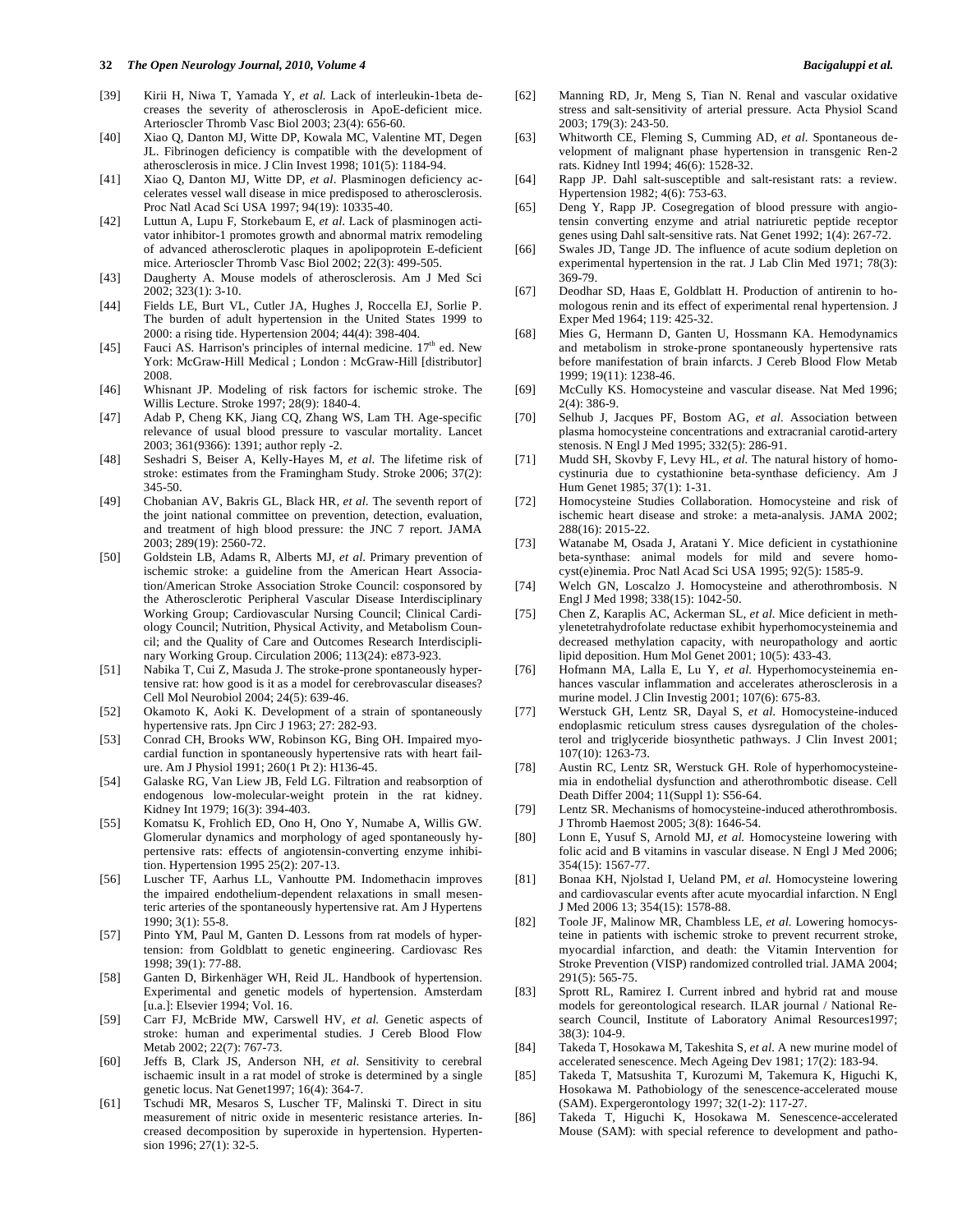[39] Kirii H, Niwa T, Yamada Y, *et al.* Lack of interleukin-1beta decreases the severity of atherosclerosis in ApoE-deficient mice. Arterioscler Thromb Vasc Biol 2003; 23(4): 656-60.

[40] Xiao Q, Danton MJ, Witte DP, Kowala MC, Valentine MT, Degen JL. Fibrinogen deficiency is compatible with the development of atherosclerosis in mice. J Clin Invest 1998; 101(5): 1184-94.

[41] Xiao Q, Danton MJ, Witte DP, *et al.* Plasminogen deficiency accelerates vessel wall disease in mice predisposed to atherosclerosis. Proc Natl Acad Sci USA 1997; 94(19): 10335-40.

[42] Luttun A, Lupu F, Storkebaum E, *et al.* Lack of plasminogen activator inhibitor-1 promotes growth and abnormal matrix remodeling of advanced atherosclerotic plaques in apolipoprotein E-deficient mice. Arterioscler Thromb Vasc Biol 2002; 22(3): 499-505.

[43] Daugherty A. Mouse models of atherosclerosis. Am J Med Sci 2002; 323(1): 3-10.

[44] Fields LE, Burt VL, Cutler JA, Hughes J, Roccella EJ, Sorlie P. The burden of adult hypertension in the United States 1999 to 2000: a rising tide. Hypertension 2004; 44(4): 398-404.

[45] Fauci AS. Harrison's principles of internal medicine. 17th ed. New York: McGraw-Hill Medical ; London : McGraw-Hill [distributor] 2008.

[46] Whisnant JP. Modeling of risk factors for ischemic stroke. The Willis Lecture. Stroke 1997; 28(9): 1840-4.

[47] Adab P, Cheng KK, Jiang CQ, Zhang WS, Lam TH. Age-specific relevance of usual blood pressure to vascular mortality. Lancet 2003; 361(9366): 1391; author reply -2.

[48] Seshadri S, Beiser A, Kelly-Hayes M, *et al.* The lifetime risk of stroke: estimates from the Framingham Study. Stroke 2006; 37(2): 345-50.

[49] Chobanian AV, Bakris GL, Black HR, *et al.* The seventh report of the joint national committee on prevention, detection, evaluation, and treatment of high blood pressure: the JNC 7 report. JAMA 2003; 289(19): 2560-72.

[50] Goldstein LB, Adams R, Alberts MJ, *et al.* Primary prevention of ischemic stroke: a guideline from the American Heart Association/American Stroke Association Stroke Council: cosponsored by the Atherosclerotic Peripheral Vascular Disease Interdisciplinary Working Group; Cardiovascular Nursing Council; Clinical Cardiology Council; Nutrition, Physical Activity, and Metabolism Council; and the Quality of Care and Outcomes Research Interdisciplinary Working Group. Circulation 2006; 113(24): e873-923.

[51] Nabika T, Cui Z, Masuda J. The stroke-prone spontaneously hypertensive rat: how good is it as a model for cerebrovascular diseases? Cell Mol Neurobiol 2004; 24(5): 639-46.

[52] Okamoto K, Aoki K. Development of a strain of spontaneously hypertensive rats. Jpn Circ J 1963; 27: 282-93.

[53] Conrad CH, Brooks WW, Robinson KG, Bing OH. Impaired myocardial function in spontaneously hypertensive rats with heart failure. Am J Physiol 1991; 260(1 Pt 2): H136-45.

[54] Galaske RG, Van Liew JB, Feld LG. Filtration and reabsorption of endogenous low-molecular-weight protein in the rat kidney. Kidney Int 1979; 16(3): 394-403.

[55] Komatsu K, Frohlich ED, Ono H, Ono Y, Numabe A, Willis GW. Glomerular dynamics and morphology of aged spontaneously hypertensive rats: effects of angiotensin-converting enzyme inhibition. Hypertension 1995 25(2): 207-13.

[56] Luscher TF, Aarhus LL, Vanhoutte PM. Indomethacin improves the impaired endothelium-dependent relaxations in small mesenteric arteries of the spontaneously hypertensive rat. Am J Hypertens 1990; 3(1): 55-8.

[57] Pinto YM, Paul M, Ganten D. Lessons from rat models of hypertension: from Goldblatt to genetic engineering. Cardiovasc Res 1998; 39(1): 77-88.

[58] Ganten D, Birkenhäger WH, Reid JL. Handbook of hypertension. Experimental and genetic models of hypertension. Amsterdam [u.a.]: Elsevier 1994; Vol. 16.

[59] Carr FJ, McBride MW, Carswell HV, *et al.* Genetic aspects of stroke: human and experimental studies. J Cereb Blood Flow Metab 2002; 22(7): 767-73.

[60] Jeffs B, Clark JS, Anderson NH, *et al.* Sensitivity to cerebral ischaemic insult in a rat model of stroke is determined by a single genetic locus. Nat Genet1997; 16(4): 364-7.

[61] Tschudi MR, Mesaros S, Luscher TF, Malinski T. Direct in situ measurement of nitric oxide in mesenteric resistance arteries. Increased decomposition by superoxide in hypertension. Hypertension 1996; 27(1): 32-5.

[62] Manning RD, Jr, Meng S, Tian N. Renal and vascular oxidative stress and salt-sensitivity of arterial pressure. Acta Physiol Scand 2003; 179(3): 243-50.

[63] Whitworth CE, Fleming S, Cumming AD, *et al.* Spontaneous development of malignant phase hypertension in transgenic Ren-2 rats. Kidney Intl 1994; 46(6): 1528-32.

[64] Rapp JP. Dahl salt-susceptible and salt-resistant rats: a review. Hypertension 1982; 4(6): 753-63.

[65] Deng Y, Rapp JP. Cosegregation of blood pressure with angiotensin converting enzyme and atrial natriuretic peptide receptor genes using Dahl salt-sensitive rats. Nat Genet 1992; 1(4): 267-72.

[66] Swales JD, Tange JD. The influence of acute sodium depletion on experimental hypertension in the rat. J Lab Clin Med 1971; 78(3): 369-79.

[67] Deodhar SD, Haas E, Goldblatt H. Production of antirenin to homologous renin and its effect of experimental renal hypertension. J Exper Med 1964; 119: 425-32.

[68] Mies G, Hermann D, Ganten U, Hossmann KA. Hemodynamics and metabolism in stroke-prone spontaneously hypertensive rats before manifestation of brain infarcts. J Cereb Blood Flow Metab 1999; 19(11): 1238-46.

[69] McCully KS. Homocysteine and vascular disease. Nat Med 1996; 2(4): 386-9.

[70] Selhub J, Jacques PF, Bostom AG, *et al.* Association between plasma homocysteine concentrations and extracranial carotid-artery stenosis. N Engl J Med 1995; 332(5): 286-91.

[71] Mudd SH, Skovby F, Levy HL, *et al.* The natural history of homocystinuria due to cystathionine beta-synthase deficiency. Am J Hum Genet 1985; 37(1): 1-31.

[72] Homocysteine Studies Collaboration. Homocysteine and risk of ischemic heart disease and stroke: a meta-analysis. JAMA 2002; 288(16): 2015-22.

[73] Watanabe M, Osada J, Aratani Y. Mice deficient in cystathionine beta-synthase: animal models for mild and severe homocyst(e)inemia. Proc Natl Acad Sci USA 1995; 92(5): 1585-9.

[74] Welch GN, Loscalzo J. Homocysteine and atherothrombosis. N Engl J Med 1998; 338(15): 1042-50.

[75] Chen Z, Karaplis AC, Ackerman SL, *et al.* Mice deficient in methylenetetrahydrofolate reductase exhibit hyperhomocysteinemia and decreased methylation capacity, with neuropathology and aortic lipid deposition. Hum Mol Genet 2001; 10(5): 433-43.

[76] Hofmann MA, Lalla E, Lu Y, *et al.* Hyperhomocysteinemia enhances vascular inflammation and accelerates atherosclerosis in a murine model. J Clin Investig 2001; 107(6): 675-83.

[77] Werstuck GH, Lentz SR, Dayal S, *et al.* Homocysteine-induced endoplasmic reticulum stress causes dysregulation of the cholesterol and triglyceride biosynthetic pathways. J Clin Invest 2001; 107(10): 1263-73.

[78] Austin RC, Lentz SR, Werstuck GH. Role of hyperhomocysteinemia in endothelial dysfunction and atherothrombotic disease. Cell Death Differ 2004; 11(Suppl 1): S56-64.

[79] Lentz SR. Mechanisms of homocysteine-induced atherothrombosis. J Thromb Haemost 2005; 3(8): 1646-54.

[80] Lonn E, Yusuf S, Arnold MJ, *et al.* Homocysteine lowering with folic acid and B vitamins in vascular disease. N Engl J Med 2006; 354(15): 1567-77.

[81] Bonaa KH, Njolstad I, Ueland PM, *et al.* Homocysteine lowering and cardiovascular events after acute myocardial infarction. N Engl J Med 2006 13; 354(15): 1578-88.

[82] Toole JF, Malinow MR, Chambless LE, *et al.* Lowering homocysteine in patients with ischemic stroke to prevent recurrent stroke, myocardial infarction, and death: the Vitamin Intervention for Stroke Prevention (VISP) randomized controlled trial. JAMA 2004; 291(5): 565-75.

[83] Sprott RL, Ramirez I. Current inbred and hybrid rat and mouse models for gereontological research. ILAR journal / National Research Council, Institute of Laboratory Animal Resources1997; 38(3): 104-9.

[84] Takeda T, Hosokawa M, Takeshita S, *et al.* A new murine model of accelerated senescence. Mech Ageing Dev 1981; 17(2): 183-94.

[85] Takeda T, Matsushita T, Kurozumi M, Takemura K, Higuchi K, Hosokawa M. Pathobiology of the senescence-accelerated mouse (SAM). Expergerontology 1997; 32(1-2): 117-27.

[86] Takeda T, Higuchi K, Hosokawa M. Senescence-accelerated Mouse (SAM): with special reference to development and patho-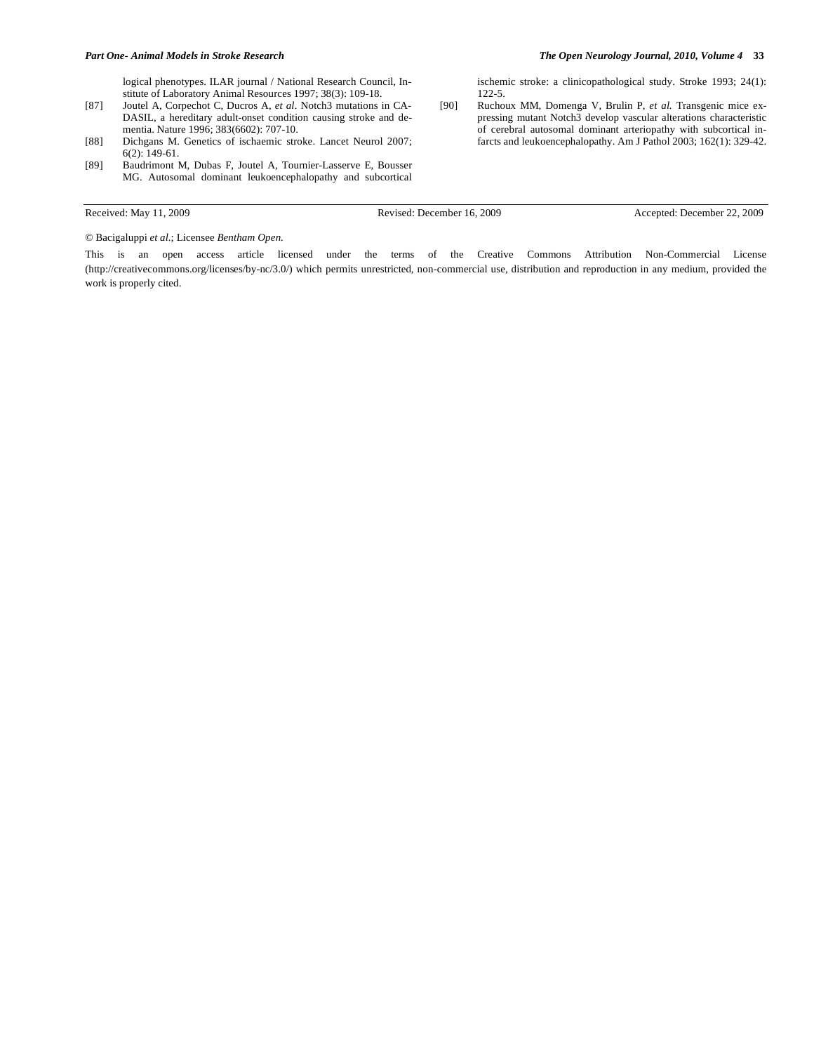logical phenotypes. ILAR journal / National Research Council, Institute of Laboratory Animal Resources 1997; 38(3): 109-18.

[87] Joutel A, Corpechot C, Ducros A, *et al*. Notch3 mutations in CADASIL, a hereditary adult-onset condition causing stroke and dementia. Nature 1996; 383(6602): 707-10.

[88] Dichgans M. Genetics of ischaemic stroke. Lancet Neurol 2007; 6(2): 149-61.

[89] Baudrimont M, Dubas F, Joutel A, Tournier-Lasserve E, Bousser MG. Autosomal dominant leukoencephalopathy and subcortical ischemic stroke: a clinicopathological study. Stroke 1993; 24(1): 122-5.

[90] Ruchoux MM, Domenga V, Brulin P, *et al.* Transgenic mice expressing mutant Notch3 develop vascular alterations characteristic of cerebral autosomal dominant arteriopathy with subcortical infarcts and leukoencephalopathy. Am J Pathol 2003; 162(1): 329-42.

Received: May 11, 2009 Revised: December 16, 2009 Accepted: December 22, 2009

© Bacigaluppi *et al.*; Licensee *Bentham Open.*

This is an open access article licensed under the terms of the Creative Commons Attribution Non-Commercial License (http://creativecommons.org/licenses/by-nc/3.0/) which permits unrestricted, non-commercial use, distribution and reproduction in any medium, provided the work is properly cited.